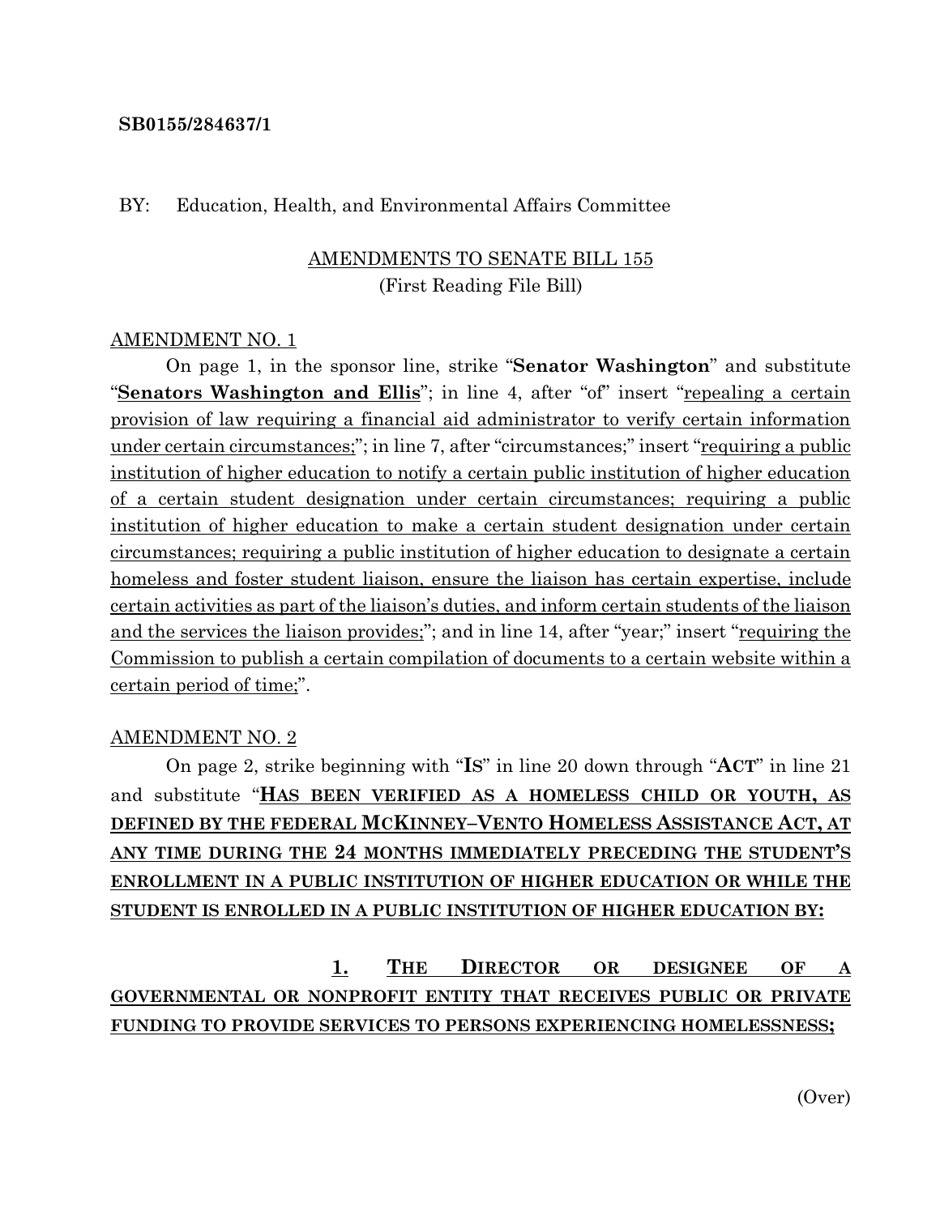**SB0155/284637/1**

BY: Education, Health, and Environmental Affairs Committee

AMENDMENTS TO SENATE BILL 155
(First Reading File Bill)

AMENDMENT NO. 1

On page 1, in the sponsor line, strike "**Senator Washington**" and substitute "**Senators Washington and Ellis**"; in line 4, after "of" insert "repealing a certain provision of law requiring a financial aid administrator to verify certain information under certain circumstances;"; in line 7, after "circumstances;" insert "requiring a public institution of higher education to notify a certain public institution of higher education of a certain student designation under certain circumstances; requiring a public institution of higher education to make a certain student designation under certain circumstances; requiring a public institution of higher education to designate a certain homeless and foster student liaison, ensure the liaison has certain expertise, include certain activities as part of the liaison's duties, and inform certain students of the liaison and the services the liaison provides;"; and in line 14, after "year;" insert "requiring the Commission to publish a certain compilation of documents to a certain website within a certain period of time;".

AMENDMENT NO. 2

On page 2, strike beginning with "**IS**" in line 20 down through "**ACT**" in line 21 and substitute "**HAS BEEN VERIFIED AS A HOMELESS CHILD OR YOUTH, AS DEFINED BY THE FEDERAL MCKINNEY–VENTO HOMELESS ASSISTANCE ACT, AT ANY TIME DURING THE 24 MONTHS IMMEDIATELY PRECEDING THE STUDENT'S ENROLLMENT IN A PUBLIC INSTITUTION OF HIGHER EDUCATION OR WHILE THE STUDENT IS ENROLLED IN A PUBLIC INSTITUTION OF HIGHER EDUCATION BY:**

**1. THE DIRECTOR OR DESIGNEE OF A GOVERNMENTAL OR NONPROFIT ENTITY THAT RECEIVES PUBLIC OR PRIVATE FUNDING TO PROVIDE SERVICES TO PERSONS EXPERIENCING HOMELESSNESS;**

(Over)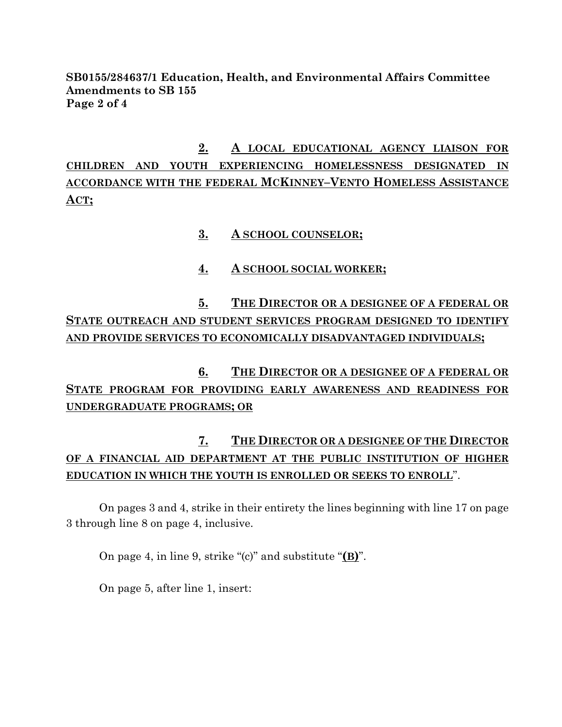**SB0155/284637/1 Education, Health, and Environmental Affairs Committee**
**Amendments to SB 155**

**2. A LOCAL EDUCATIONAL AGENCY LIAISON FOR CHILDREN AND YOUTH EXPERIENCING HOMELESSNESS DESIGNATED IN ACCORDANCE WITH THE FEDERAL MCKINNEY–VENTO HOMELESS ASSISTANCE ACT;**

**3. A SCHOOL COUNSELOR;**

**4. A SCHOOL SOCIAL WORKER;**

**5. THE DIRECTOR OR A DESIGNEE OF A FEDERAL OR STATE OUTREACH AND STUDENT SERVICES PROGRAM DESIGNED TO IDENTIFY AND PROVIDE SERVICES TO ECONOMICALLY DISADVANTAGED INDIVIDUALS;**

**6. THE DIRECTOR OR A DESIGNEE OF A FEDERAL OR STATE PROGRAM FOR PROVIDING EARLY AWARENESS AND READINESS FOR UNDERGRADUATE PROGRAMS; OR**

**7. THE DIRECTOR OR A DESIGNEE OF THE DIRECTOR OF A FINANCIAL AID DEPARTMENT AT THE PUBLIC INSTITUTION OF HIGHER EDUCATION IN WHICH THE YOUTH IS ENROLLED OR SEEKS TO ENROLL**".

On pages 3 and 4, strike in their entirety the lines beginning with line 17 on page 3 through line 8 on page 4, inclusive.

On page 4, in line 9, strike "(c)" and substitute "**(B)**".

On page 5, after line 1, insert: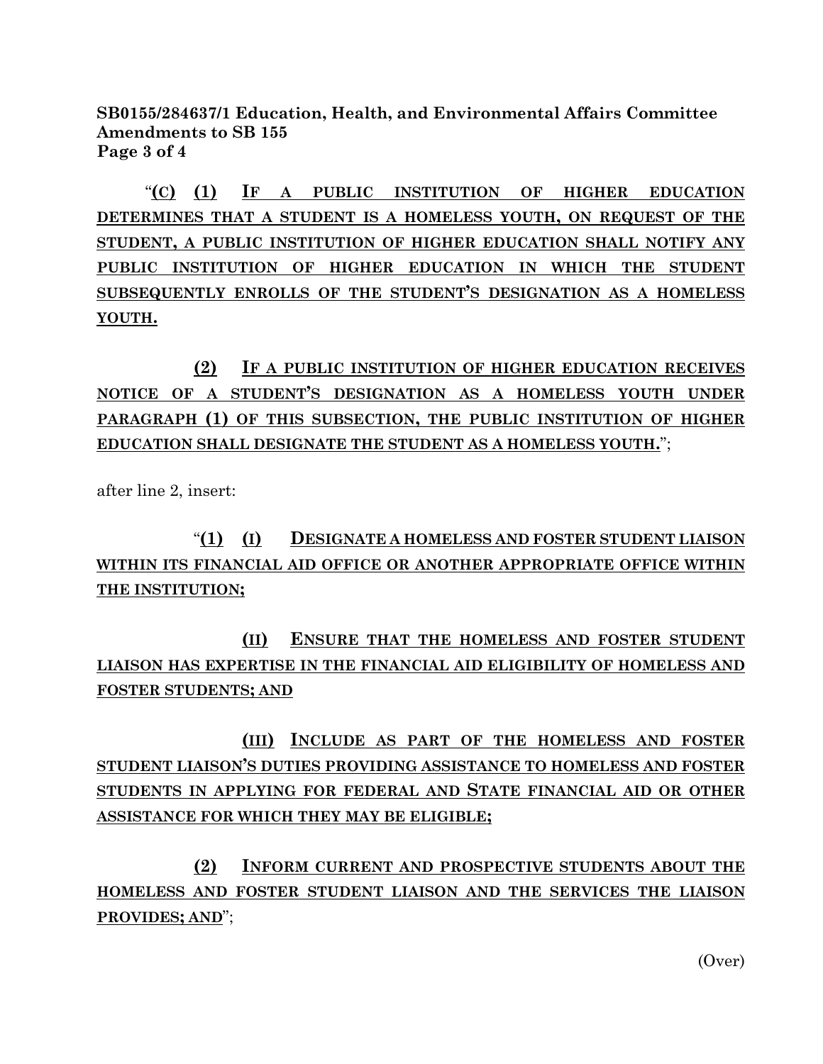"(C) (1) IF A PUBLIC INSTITUTION OF HIGHER EDUCATION DETERMINES THAT A STUDENT IS A HOMELESS YOUTH, ON REQUEST OF THE STUDENT, A PUBLIC INSTITUTION OF HIGHER EDUCATION SHALL NOTIFY ANY PUBLIC INSTITUTION OF HIGHER EDUCATION IN WHICH THE STUDENT SUBSEQUENTLY ENROLLS OF THE STUDENT'S DESIGNATION AS A HOMELESS YOUTH.

(2) IF A PUBLIC INSTITUTION OF HIGHER EDUCATION RECEIVES NOTICE OF A STUDENT'S DESIGNATION AS A HOMELESS YOUTH UNDER PARAGRAPH (1) OF THIS SUBSECTION, THE PUBLIC INSTITUTION OF HIGHER EDUCATION SHALL DESIGNATE THE STUDENT AS A HOMELESS YOUTH.";

after line 2, insert:

"(1) (I) DESIGNATE A HOMELESS AND FOSTER STUDENT LIAISON WITHIN ITS FINANCIAL AID OFFICE OR ANOTHER APPROPRIATE OFFICE WITHIN THE INSTITUTION;

(II) ENSURE THAT THE HOMELESS AND FOSTER STUDENT LIAISON HAS EXPERTISE IN THE FINANCIAL AID ELIGIBILITY OF HOMELESS AND FOSTER STUDENTS; AND

(III) INCLUDE AS PART OF THE HOMELESS AND FOSTER STUDENT LIAISON'S DUTIES PROVIDING ASSISTANCE TO HOMELESS AND FOSTER STUDENTS IN APPLYING FOR FEDERAL AND STATE FINANCIAL AID OR OTHER ASSISTANCE FOR WHICH THEY MAY BE ELIGIBLE;

(2) INFORM CURRENT AND PROSPECTIVE STUDENTS ABOUT THE HOMELESS AND FOSTER STUDENT LIAISON AND THE SERVICES THE LIAISON PROVIDES; AND";

(Over)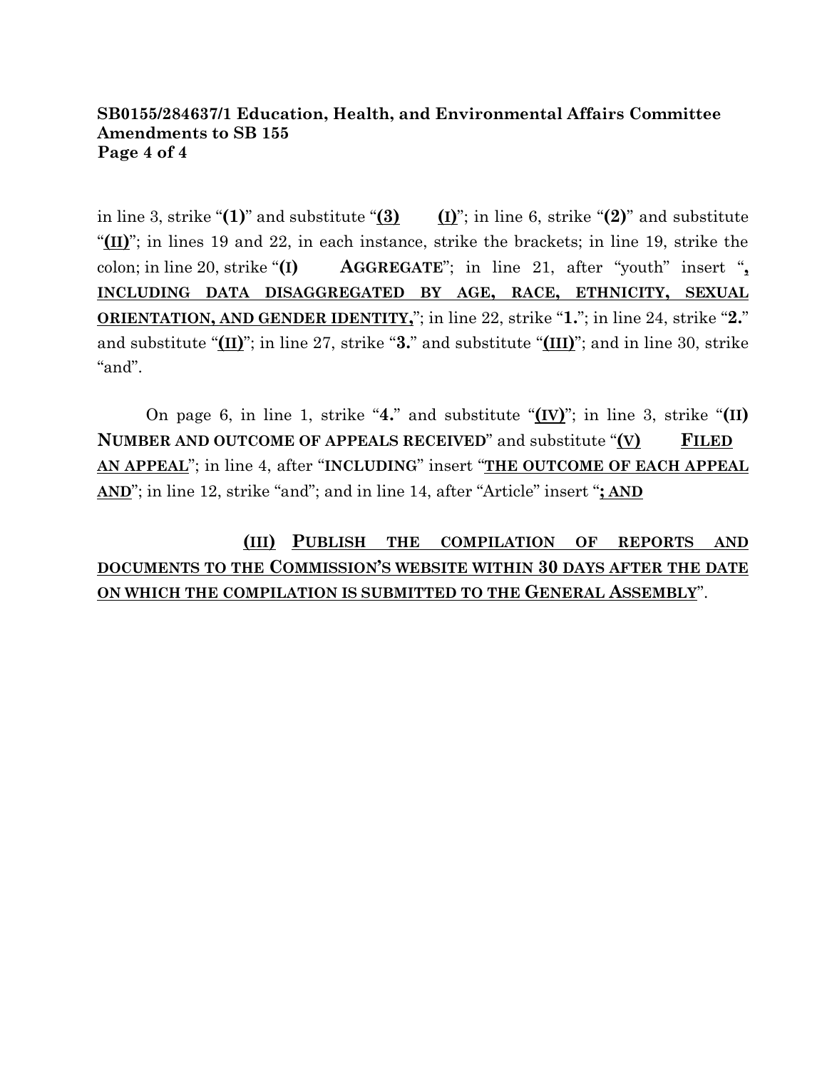in line 3, strike "**(1)**" and substitute "**<u>(3)</u>** **<u>(I)</u>**"; in line 6, strike "**(2)**" and substitute "**<u>(II)</u>**"; in lines 19 and 22, in each instance, strike the brackets; in line 19, strike the colon; in line 20, strike "**(I) AGGREGATE**"; in line 21, after "youth" insert "**<u>, INCLUDING DATA DISAGGREGATED BY AGE, RACE, ETHNICITY, SEXUAL ORIENTATION, AND GENDER IDENTITY,</u>**"; in line 22, strike "**1.**"; in line 24, strike "**2.**" and substitute "**<u>(II)</u>**"; in line 27, strike "**3.**" and substitute "**<u>(III)</u>**"; and in line 30, strike "and".

On page 6, in line 1, strike "**4.**" and substitute "**<u>(IV)</u>**"; in line 3, strike "**(II) NUMBER AND OUTCOME OF APPEALS RECEIVED**" and substitute "**<u>(V) FILED AN APPEAL</u>**"; in line 4, after "**INCLUDING**" insert "**<u>THE OUTCOME OF EACH APPEAL AND</u>**"; in line 12, strike "and"; and in line 14, after "Article" insert "**<u>; AND</u>**

**<u>(III) PUBLISH THE COMPILATION OF REPORTS AND DOCUMENTS TO THE COMMISSION'S WEBSITE WITHIN 30 DAYS AFTER THE DATE ON WHICH THE COMPILATION IS SUBMITTED TO THE GENERAL ASSEMBLY</u>**".